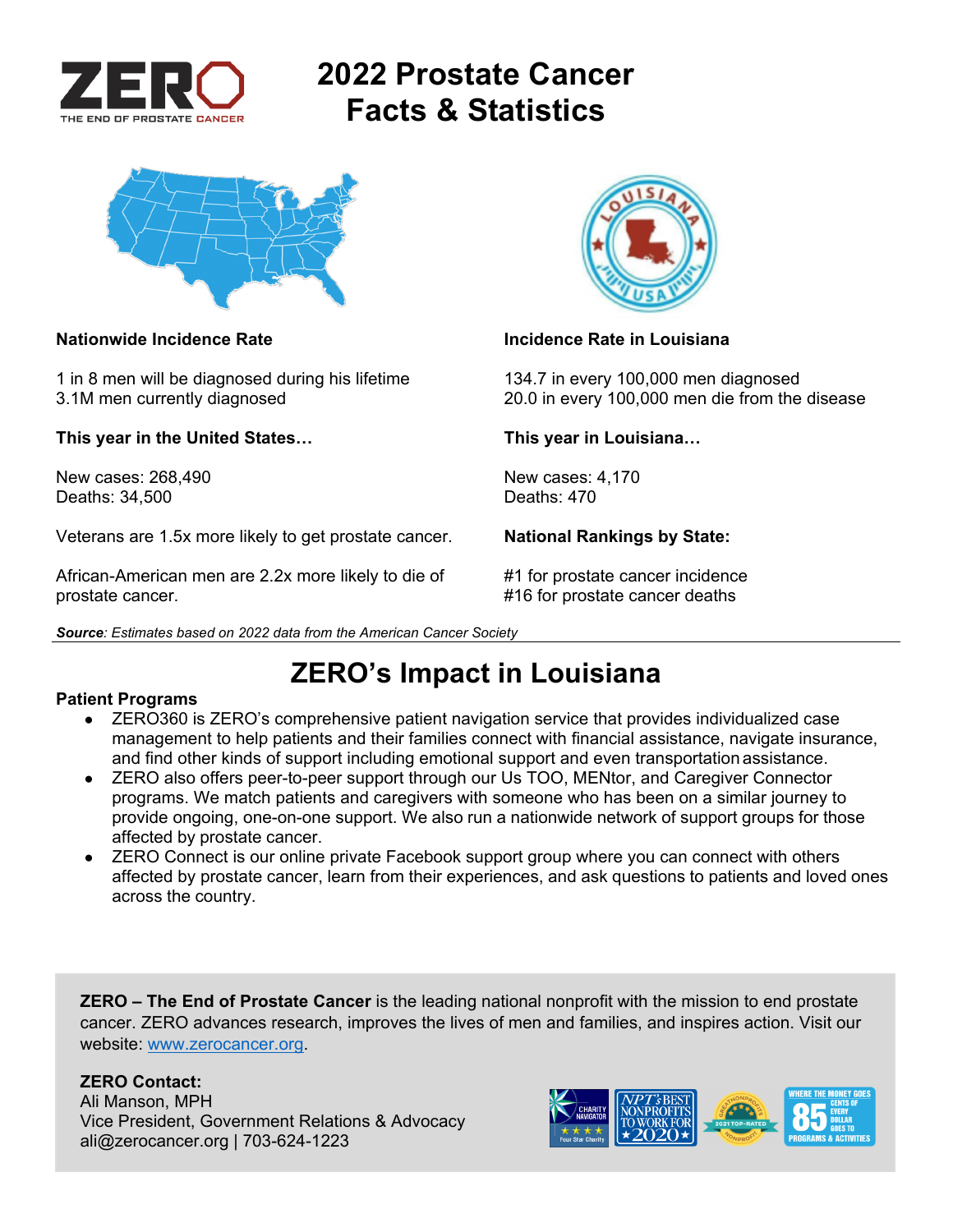ZERO
THE END OF PROSTATE CANCER

# 2022 Prostate Cancer Facts & Statistics

**Nationwide Incidence Rate**

1 in 8 men will be diagnosed during his lifetime
3.1M men currently diagnosed

**This year in the United States…**

New cases: 268,490
Deaths: 34,500

Veterans are 1.5x more likely to get prostate cancer.

African-American men are 2.2x more likely to die of prostate cancer.

**Incidence Rate in Louisiana**

134.7 in every 100,000 men diagnosed
20.0 in every 100,000 men die from the disease

**This year in Louisiana…**

New cases: 4,170
Deaths: 470

**National Rankings by State:**

#1 for prostate cancer incidence
#16 for prostate cancer deaths

***Source**: Estimates based on 2022 data from the American Cancer Society*

## ZERO's Impact in Louisiana

**Patient Programs**

- ZERO360 is ZERO's comprehensive patient navigation service that provides individualized case management to help patients and their families connect with financial assistance, navigate insurance, and find other kinds of support including emotional support and even transportation assistance.
- ZERO also offers peer-to-peer support through our Us TOO, MENtor, and Caregiver Connector programs. We match patients and caregivers with someone who has been on a similar journey to provide ongoing, one-on-one support. We also run a nationwide network of support groups for those affected by prostate cancer.
- ZERO Connect is our online private Facebook support group where you can connect with others affected by prostate cancer, learn from their experiences, and ask questions to patients and loved ones across the country.

**ZERO – The End of Prostate Cancer** is the leading national nonprofit with the mission to end prostate cancer. ZERO advances research, improves the lives of men and families, and inspires action. Visit our website: www.zerocancer.org.

**ZERO Contact:**
Ali Manson, MPH
Vice President, Government Relations & Advocacy
ali@zerocancer.org | 703-624-1223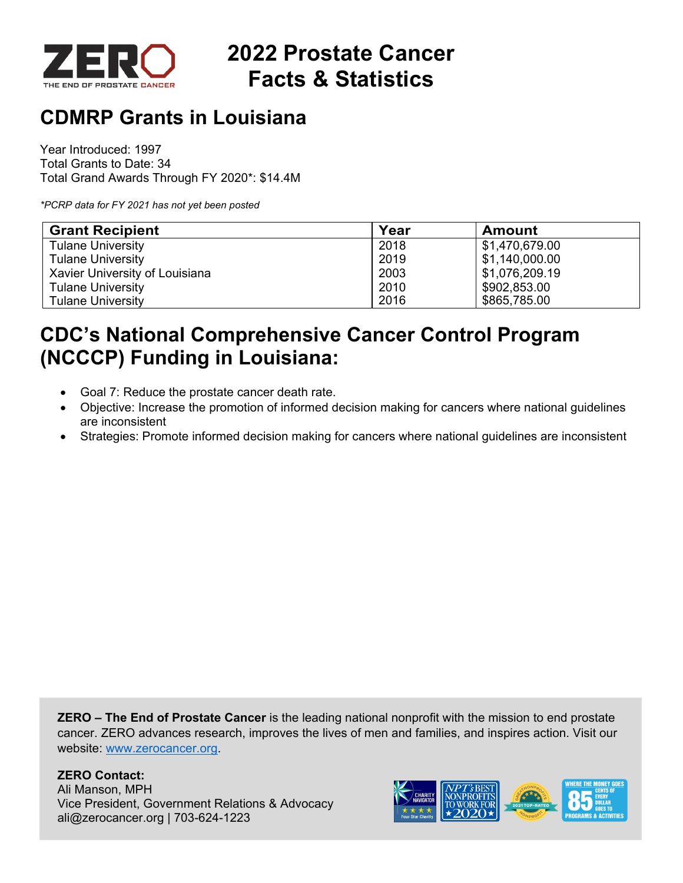# 2022 Prostate Cancer Facts & Statistics

## CDMRP Grants in Louisiana

Year Introduced: 1997
Total Grants to Date: 34
Total Grand Awards Through FY 2020*: $14.4M

*\*PCRP data for FY 2021 has not yet been posted*

| Grant Recipient | Year | Amount |
|---|---|---|
| Tulane University | 2018 | $1,470,679.00 |
| Tulane University | 2019 | $1,140,000.00 |
| Xavier University of Louisiana | 2003 | $1,076,209.19 |
| Tulane University | 2010 | $902,853.00 |
| Tulane University | 2016 | $865,785.00 |

## CDC's National Comprehensive Cancer Control Program (NCCCP) Funding in Louisiana:

- Goal 7: Reduce the prostate cancer death rate.
- Objective: Increase the promotion of informed decision making for cancers where national guidelines are inconsistent
- Strategies: Promote informed decision making for cancers where national guidelines are inconsistent

**ZERO – The End of Prostate Cancer** is the leading national nonprofit with the mission to end prostate cancer. ZERO advances research, improves the lives of men and families, and inspires action. Visit our website: www.zerocancer.org.

**ZERO Contact:**
Ali Manson, MPH
Vice President, Government Relations & Advocacy
ali@zerocancer.org | 703-624-1223